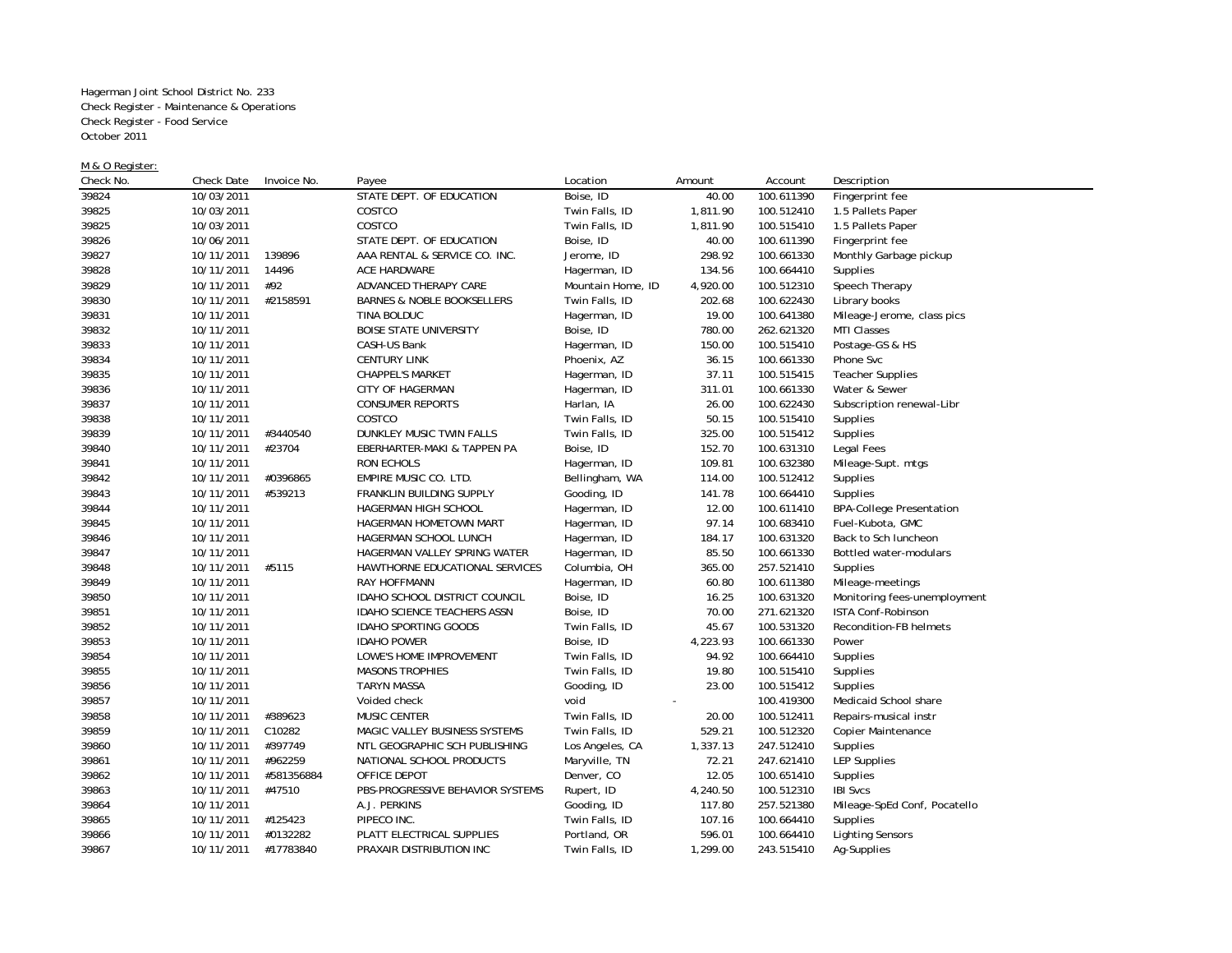Hagerman Joint School District No. 233
Check Register - Maintenance & Operations
Check Register - Food Service
October 2011

M & O Register:

| Check No. | Check Date | Invoice No. | Payee | Location | Amount | Account | Description |
|---|---|---|---|---|---|---|---|
| 39824 | 10/03/2011 | | STATE DEPT. OF EDUCATION | Boise, ID | 40.00 | 100.611390 | Fingerprint fee |
| 39825 | 10/03/2011 | | COSTCO | Twin Falls, ID | 1,811.90 | 100.512410 | 1.5 Pallets Paper |
| 39825 | 10/03/2011 | | COSTCO | Twin Falls, ID | 1,811.90 | 100.515410 | 1.5 Pallets Paper |
| 39826 | 10/06/2011 | | STATE DEPT. OF EDUCATION | Boise, ID | 40.00 | 100.611390 | Fingerprint fee |
| 39827 | 10/11/2011 | 139896 | AAA RENTAL & SERVICE CO. INC. | Jerome, ID | 298.92 | 100.661330 | Monthly Garbage pickup |
| 39828 | 10/11/2011 | 14496 | ACE HARDWARE | Hagerman, ID | 134.56 | 100.664410 | Supplies |
| 39829 | 10/11/2011 | #92 | ADVANCED THERAPY CARE | Mountain Home, ID | 4,920.00 | 100.512310 | Speech Therapy |
| 39830 | 10/11/2011 | #2158591 | BARNES & NOBLE BOOKSELLERS | Twin Falls, ID | 202.68 | 100.622430 | Library books |
| 39831 | 10/11/2011 | | TINA BOLDUC | Hagerman, ID | 19.00 | 100.641380 | Mileage-Jerome, class pics |
| 39832 | 10/11/2011 | | BOISE STATE UNIVERSITY | Boise, ID | 780.00 | 262.621320 | MTI Classes |
| 39833 | 10/11/2011 | | CASH-US Bank | Hagerman, ID | 150.00 | 100.515410 | Postage-GS & HS |
| 39834 | 10/11/2011 | | CENTURY LINK | Phoenix, AZ | 36.15 | 100.661330 | Phone Svc |
| 39835 | 10/11/2011 | | CHAPPEL'S MARKET | Hagerman, ID | 37.11 | 100.515415 | Teacher Supplies |
| 39836 | 10/11/2011 | | CITY OF HAGERMAN | Hagerman, ID | 311.01 | 100.661330 | Water & Sewer |
| 39837 | 10/11/2011 | | CONSUMER REPORTS | Harlan, IA | 26.00 | 100.622430 | Subscription renewal-Libr |
| 39838 | 10/11/2011 | | COSTCO | Twin Falls, ID | 50.15 | 100.515410 | Supplies |
| 39839 | 10/11/2011 | #3440540 | DUNKLEY MUSIC TWIN FALLS | Twin Falls, ID | 325.00 | 100.515412 | Supplies |
| 39840 | 10/11/2011 | #23704 | EBERHARTER-MAKI & TAPPEN PA | Boise, ID | 152.70 | 100.631310 | Legal Fees |
| 39841 | 10/11/2011 | | RON ECHOLS | Hagerman, ID | 109.81 | 100.632380 | Mileage-Supt. mtgs |
| 39842 | 10/11/2011 | #0396865 | EMPIRE MUSIC CO. LTD. | Bellingham, WA | 114.00 | 100.512412 | Supplies |
| 39843 | 10/11/2011 | #539213 | FRANKLIN BUILDING SUPPLY | Gooding, ID | 141.78 | 100.664410 | Supplies |
| 39844 | 10/11/2011 | | HAGERMAN HIGH SCHOOL | Hagerman, ID | 12.00 | 100.611410 | BPA-College Presentation |
| 39845 | 10/11/2011 | | HAGERMAN HOMETOWN MART | Hagerman, ID | 97.14 | 100.683410 | Fuel-Kubota, GMC |
| 39846 | 10/11/2011 | | HAGERMAN SCHOOL LUNCH | Hagerman, ID | 184.17 | 100.631320 | Back to Sch luncheon |
| 39847 | 10/11/2011 | | HAGERMAN VALLEY SPRING WATER | Hagerman, ID | 85.50 | 100.661330 | Bottled water-modulars |
| 39848 | 10/11/2011 | #5115 | HAWTHORNE EDUCATIONAL SERVICES | Columbia, OH | 365.00 | 257.521410 | Supplies |
| 39849 | 10/11/2011 | | RAY HOFFMANN | Hagerman, ID | 60.80 | 100.611380 | Mileage-meetings |
| 39850 | 10/11/2011 | | IDAHO SCHOOL DISTRICT COUNCIL | Boise, ID | 16.25 | 100.631320 | Monitoring fees-unemployment |
| 39851 | 10/11/2011 | | IDAHO SCIENCE TEACHERS ASSN | Boise, ID | 70.00 | 271.621320 | ISTA Conf-Robinson |
| 39852 | 10/11/2011 | | IDAHO SPORTING GOODS | Twin Falls, ID | 45.67 | 100.531320 | Recondition-FB helmets |
| 39853 | 10/11/2011 | | IDAHO POWER | Boise, ID | 4,223.93 | 100.661330 | Power |
| 39854 | 10/11/2011 | | LOWE'S HOME IMPROVEMENT | Twin Falls, ID | 94.92 | 100.664410 | Supplies |
| 39855 | 10/11/2011 | | MASONS TROPHIES | Twin Falls, ID | 19.80 | 100.515410 | Supplies |
| 39856 | 10/11/2011 | | TARYN MASSA | Gooding, ID | 23.00 | 100.515412 | Supplies |
| 39857 | 10/11/2011 | | Voided check | void | - | 100.419300 | Medicaid School share |
| 39858 | 10/11/2011 | #389623 | MUSIC CENTER | Twin Falls, ID | 20.00 | 100.512411 | Repairs-musical instr |
| 39859 | 10/11/2011 | C10282 | MAGIC VALLEY BUSINESS SYSTEMS | Twin Falls, ID | 529.21 | 100.512320 | Copier Maintenance |
| 39860 | 10/11/2011 | #397749 | NTL GEOGRAPHIC SCH PUBLISHING | Los Angeles, CA | 1,337.13 | 247.512410 | Supplies |
| 39861 | 10/11/2011 | #962259 | NATIONAL SCHOOL PRODUCTS | Maryville, TN | 72.21 | 247.621410 | LEP Supplies |
| 39862 | 10/11/2011 | #581356884 | OFFICE DEPOT | Denver, CO | 12.05 | 100.651410 | Supplies |
| 39863 | 10/11/2011 | #47510 | PBS-PROGRESSIVE BEHAVIOR SYSTEMS | Rupert, ID | 4,240.50 | 100.512310 | IBI Svcs |
| 39864 | 10/11/2011 | | A.J. PERKINS | Gooding, ID | 117.80 | 257.521380 | Mileage-SpEd Conf, Pocatello |
| 39865 | 10/11/2011 | #125423 | PIPECO INC. | Twin Falls, ID | 107.16 | 100.664410 | Supplies |
| 39866 | 10/11/2011 | #0132282 | PLATT ELECTRICAL SUPPLIES | Portland, OR | 596.01 | 100.664410 | Lighting Sensors |
| 39867 | 10/11/2011 | #17783840 | PRAXAIR DISTRIBUTION INC | Twin Falls, ID | 1,299.00 | 243.515410 | Ag-Supplies |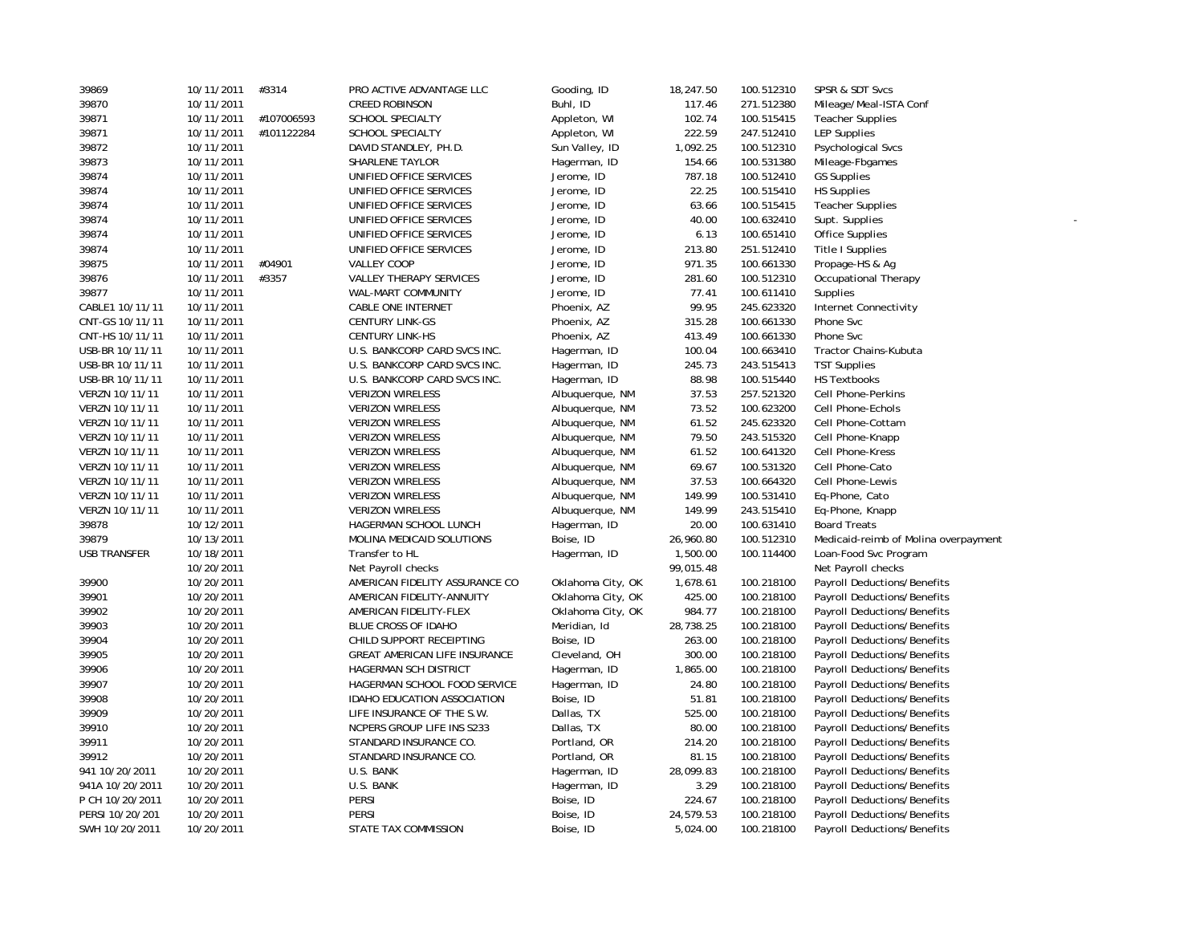| | | | | | | | |
|---|---|---|---|---|---|---|---|
| 39869 | 10/11/2011 | #3314 | PRO ACTIVE ADVANTAGE LLC | Gooding, ID | 18,247.50 | 100.512310 | SPSR & SDT Svcs |
| 39870 | 10/11/2011 | | CREED ROBINSON | Buhl, ID | 117.46 | 271.512380 | Mileage/Meal-ISTA Conf |
| 39871 | 10/11/2011 | #107006593 | SCHOOL SPECIALTY | Appleton, WI | 102.74 | 100.515415 | Teacher Supplies |
| 39871 | 10/11/2011 | #101122284 | SCHOOL SPECIALTY | Appleton, WI | 222.59 | 247.512410 | LEP Supplies |
| 39872 | 10/11/2011 | | DAVID STANDLEY, PH.D. | Sun Valley, ID | 1,092.25 | 100.512310 | Psychological Svcs |
| 39873 | 10/11/2011 | | SHARLENE TAYLOR | Hagerman, ID | 154.66 | 100.531380 | Mileage-Fbgames |
| 39874 | 10/11/2011 | | UNIFIED OFFICE SERVICES | Jerome, ID | 787.18 | 100.512410 | GS Supplies |
| 39874 | 10/11/2011 | | UNIFIED OFFICE SERVICES | Jerome, ID | 22.25 | 100.515410 | HS Supplies |
| 39874 | 10/11/2011 | | UNIFIED OFFICE SERVICES | Jerome, ID | 63.66 | 100.515415 | Teacher Supplies |
| 39874 | 10/11/2011 | | UNIFIED OFFICE SERVICES | Jerome, ID | 40.00 | 100.632410 | Supt. Supplies |
| 39874 | 10/11/2011 | | UNIFIED OFFICE SERVICES | Jerome, ID | 6.13 | 100.651410 | Office Supplies |
| 39874 | 10/11/2011 | | UNIFIED OFFICE SERVICES | Jerome, ID | 213.80 | 251.512410 | Title I Supplies |
| 39875 | 10/11/2011 | #04901 | VALLEY COOP | Jerome, ID | 971.35 | 100.661330 | Propage-HS & Ag |
| 39876 | 10/11/2011 | #3357 | VALLEY THERAPY SERVICES | Jerome, ID | 281.60 | 100.512310 | Occupational Therapy |
| 39877 | 10/11/2011 | | WAL-MART COMMUNITY | Jerome, ID | 77.41 | 100.611410 | Supplies |
| CABLE1 10/11/11 | 10/11/2011 | | CABLE ONE INTERNET | Phoenix, AZ | 99.95 | 245.623320 | Internet Connectivity |
| CNT-GS 10/11/11 | 10/11/2011 | | CENTURY LINK-GS | Phoenix, AZ | 315.28 | 100.661330 | Phone Svc |
| CNT-HS 10/11/11 | 10/11/2011 | | CENTURY LINK-HS | Phoenix, AZ | 413.49 | 100.661330 | Phone Svc |
| USB-BR 10/11/11 | 10/11/2011 | | U.S. BANKCORP CARD SVCS INC. | Hagerman, ID | 100.04 | 100.663410 | Tractor Chains-Kubuta |
| USB-BR 10/11/11 | 10/11/2011 | | U.S. BANKCORP CARD SVCS INC. | Hagerman, ID | 245.73 | 243.515413 | TST Supplies |
| USB-BR 10/11/11 | 10/11/2011 | | U.S. BANKCORP CARD SVCS INC. | Hagerman, ID | 88.98 | 100.515440 | HS Textbooks |
| VERZN 10/11/11 | 10/11/2011 | | VERIZON WIRELESS | Albuquerque, NM | 37.53 | 257.521320 | Cell Phone-Perkins |
| VERZN 10/11/11 | 10/11/2011 | | VERIZON WIRELESS | Albuquerque, NM | 73.52 | 100.623200 | Cell Phone-Echols |
| VERZN 10/11/11 | 10/11/2011 | | VERIZON WIRELESS | Albuquerque, NM | 61.52 | 245.623320 | Cell Phone-Cottam |
| VERZN 10/11/11 | 10/11/2011 | | VERIZON WIRELESS | Albuquerque, NM | 79.50 | 243.515320 | Cell Phone-Knapp |
| VERZN 10/11/11 | 10/11/2011 | | VERIZON WIRELESS | Albuquerque, NM | 61.52 | 100.641320 | Cell Phone-Kress |
| VERZN 10/11/11 | 10/11/2011 | | VERIZON WIRELESS | Albuquerque, NM | 69.67 | 100.531320 | Cell Phone-Cato |
| VERZN 10/11/11 | 10/11/2011 | | VERIZON WIRELESS | Albuquerque, NM | 37.53 | 100.664320 | Cell Phone-Lewis |
| VERZN 10/11/11 | 10/11/2011 | | VERIZON WIRELESS | Albuquerque, NM | 149.99 | 100.531410 | Eq-Phone, Cato |
| VERZN 10/11/11 | 10/11/2011 | | VERIZON WIRELESS | Albuquerque, NM | 149.99 | 243.515410 | Eq-Phone, Knapp |
| 39878 | 10/12/2011 | | HAGERMAN SCHOOL LUNCH | Hagerman, ID | 20.00 | 100.631410 | Board Treats |
| 39879 | 10/13/2011 | | MOLINA MEDICAID SOLUTIONS | Boise, ID | 26,960.80 | 100.512310 | Medicaid-reimb of Molina overpayment |
| USB TRANSFER | 10/18/2011 | | Transfer to HL | Hagerman, ID | 1,500.00 | 100.114400 | Loan-Food Svc Program |
| | 10/20/2011 | | Net Payroll checks | | 99,015.48 | | Net Payroll checks |
| 39900 | 10/20/2011 | | AMERICAN FIDELITY ASSURANCE CO | Oklahoma City, OK | 1,678.61 | 100.218100 | Payroll Deductions/Benefits |
| 39901 | 10/20/2011 | | AMERICAN FIDELITY-ANNUITY | Oklahoma City, OK | 425.00 | 100.218100 | Payroll Deductions/Benefits |
| 39902 | 10/20/2011 | | AMERICAN FIDELITY-FLEX | Oklahoma City, OK | 984.77 | 100.218100 | Payroll Deductions/Benefits |
| 39903 | 10/20/2011 | | BLUE CROSS OF IDAHO | Meridian, Id | 28,738.25 | 100.218100 | Payroll Deductions/Benefits |
| 39904 | 10/20/2011 | | CHILD SUPPORT RECEIPTING | Boise, ID | 263.00 | 100.218100 | Payroll Deductions/Benefits |
| 39905 | 10/20/2011 | | GREAT AMERICAN LIFE INSURANCE | Cleveland, OH | 300.00 | 100.218100 | Payroll Deductions/Benefits |
| 39906 | 10/20/2011 | | HAGERMAN SCH DISTRICT | Hagerman, ID | 1,865.00 | 100.218100 | Payroll Deductions/Benefits |
| 39907 | 10/20/2011 | | HAGERMAN SCHOOL FOOD SERVICE | Hagerman, ID | 24.80 | 100.218100 | Payroll Deductions/Benefits |
| 39908 | 10/20/2011 | | IDAHO EDUCATION ASSOCIATION | Boise, ID | 51.81 | 100.218100 | Payroll Deductions/Benefits |
| 39909 | 10/20/2011 | | LIFE INSURANCE OF THE S.W. | Dallas, TX | 525.00 | 100.218100 | Payroll Deductions/Benefits |
| 39910 | 10/20/2011 | | NCPERS GROUP LIFE INS S233 | Dallas, TX | 80.00 | 100.218100 | Payroll Deductions/Benefits |
| 39911 | 10/20/2011 | | STANDARD INSURANCE CO. | Portland, OR | 214.20 | 100.218100 | Payroll Deductions/Benefits |
| 39912 | 10/20/2011 | | STANDARD INSURANCE CO. | Portland, OR | 81.15 | 100.218100 | Payroll Deductions/Benefits |
| 941 10/20/2011 | 10/20/2011 | | U.S. BANK | Hagerman, ID | 28,099.83 | 100.218100 | Payroll Deductions/Benefits |
| 941A 10/20/2011 | 10/20/2011 | | U.S. BANK | Hagerman, ID | 3.29 | 100.218100 | Payroll Deductions/Benefits |
| P CH 10/20/2011 | 10/20/2011 | | PERSI | Boise, ID | 224.67 | 100.218100 | Payroll Deductions/Benefits |
| PERSI 10/20/201 | 10/20/2011 | | PERSI | Boise, ID | 24,579.53 | 100.218100 | Payroll Deductions/Benefits |
| SWH 10/20/2011 | 10/20/2011 | | STATE TAX COMMISSION | Boise, ID | 5,024.00 | 100.218100 | Payroll Deductions/Benefits |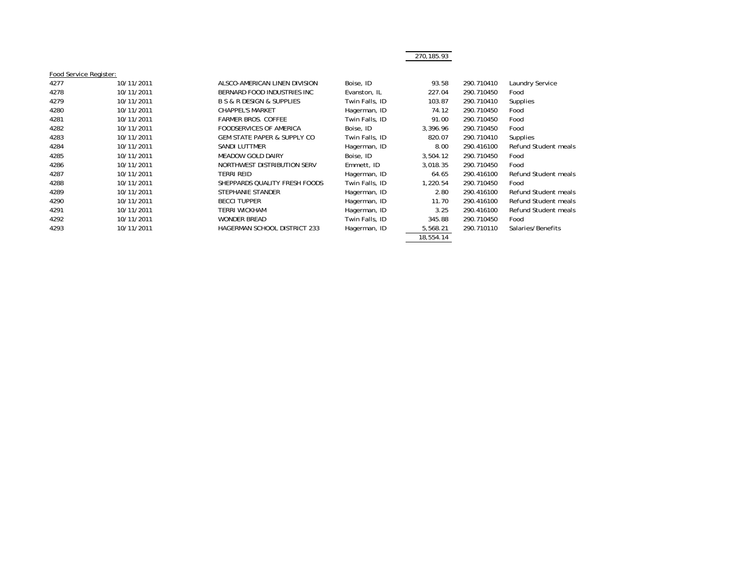270,185.93

Food Service Register:

| | | | | | | |
|---|---|---|---|---|---|---|
| 4277 | 10/11/2011 | ALSCO-AMERICAN LINEN DIVISION | Boise, ID | 93.58 | 290.710410 | Laundry Service |
| 4278 | 10/11/2011 | BERNARD FOOD INDUSTRIES INC | Evanston, IL | 227.04 | 290.710450 | Food |
| 4279 | 10/11/2011 | B S & R DESIGN & SUPPLIES | Twin Falls, ID | 103.87 | 290.710410 | Supplies |
| 4280 | 10/11/2011 | CHAPPEL'S MARKET | Hagerman, ID | 74.12 | 290.710450 | Food |
| 4281 | 10/11/2011 | FARMER BROS. COFFEE | Twin Falls, ID | 91.00 | 290.710450 | Food |
| 4282 | 10/11/2011 | FOODSERVICES OF AMERICA | Boise, ID | 3,396.96 | 290.710450 | Food |
| 4283 | 10/11/2011 | GEM STATE PAPER & SUPPLY CO | Twin Falls, ID | 820.07 | 290.710410 | Supplies |
| 4284 | 10/11/2011 | SANDI LUTTMER | Hagerman, ID | 8.00 | 290.416100 | Refund Student meals |
| 4285 | 10/11/2011 | MEADOW GOLD DAIRY | Boise, ID | 3,504.12 | 290.710450 | Food |
| 4286 | 10/11/2011 | NORTHWEST DISTRIBUTION SERV | Emmett, ID | 3,018.35 | 290.710450 | Food |
| 4287 | 10/11/2011 | TERRI REID | Hagerman, ID | 64.65 | 290.416100 | Refund Student meals |
| 4288 | 10/11/2011 | SHEPPARDS QUALITY FRESH FOODS | Twin Falls, ID | 1,220.54 | 290.710450 | Food |
| 4289 | 10/11/2011 | STEPHANIE STANDER | Hagerman, ID | 2.80 | 290.416100 | Refund Student meals |
| 4290 | 10/11/2011 | BECCI TUPPER | Hagerman, ID | 11.70 | 290.416100 | Refund Student meals |
| 4291 | 10/11/2011 | TERRI WICKHAM | Hagerman, ID | 3.25 | 290.416100 | Refund Student meals |
| 4292 | 10/11/2011 | WONDER BREAD | Twin Falls, ID | 345.88 | 290.710450 | Food |
| 4293 | 10/11/2011 | HAGERMAN SCHOOL DISTRICT 233 | Hagerman, ID | 5,568.21 | 290.710110 | Salaries/Benefits |
| | | | | 18,554.14 | | |